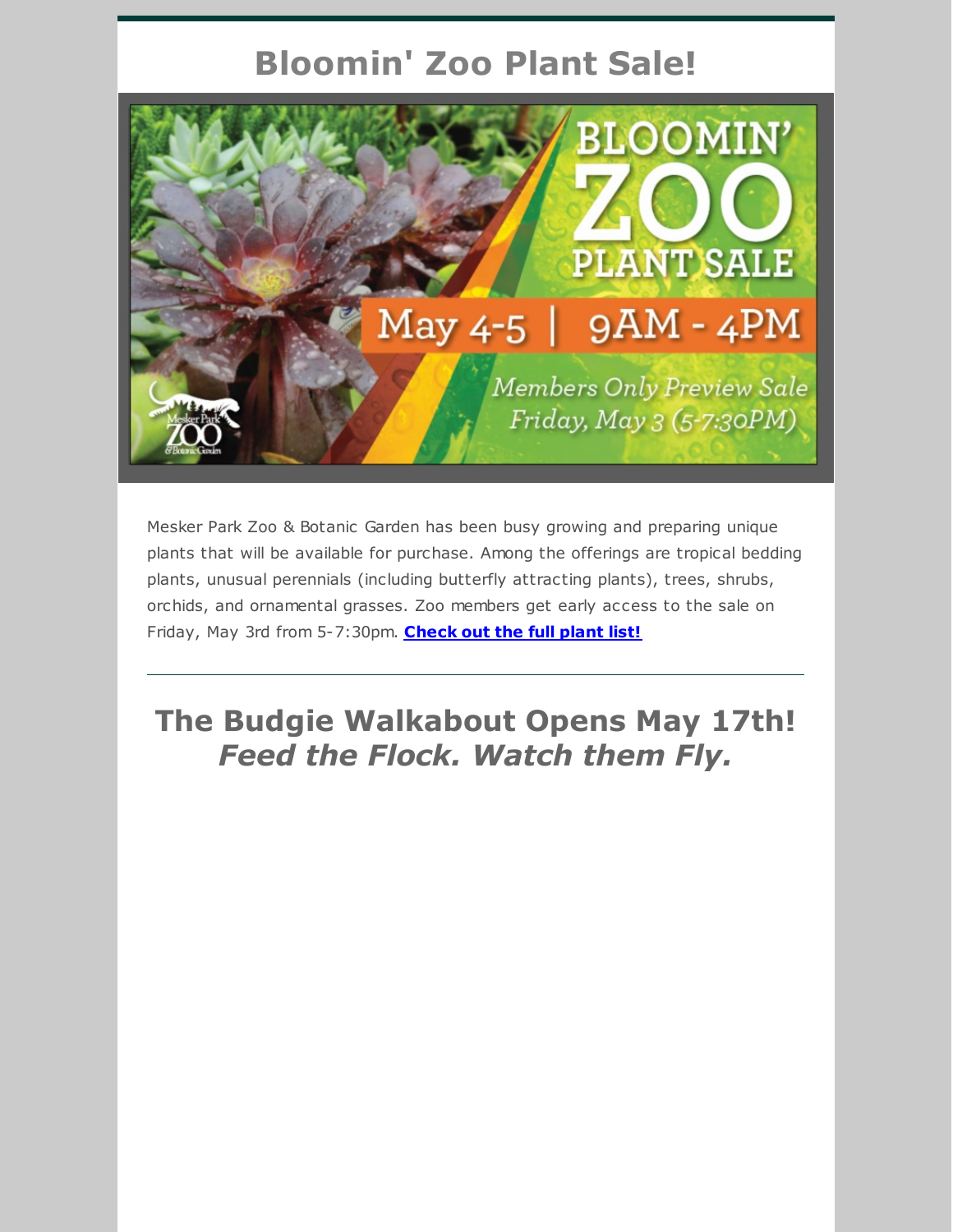# Bloomin' Zoo Plant Sale!

Mesker Park Zoo & Botanic Garden has been busy growing and preparing unique plants that will be available for purchase. Among the offerings are tropical bedding plants, unusual perennials (including butterfly attracting plants), trees, shrubs, orchids, and ornamental grasses. Zoo members get early access to the sale on Friday, May 3rd from 5-7:30pm. **Check out the full plant list!**

---

## The Budgie Walkabout Opens May 17th!
## *Feed the Flock. Watch them Fly.*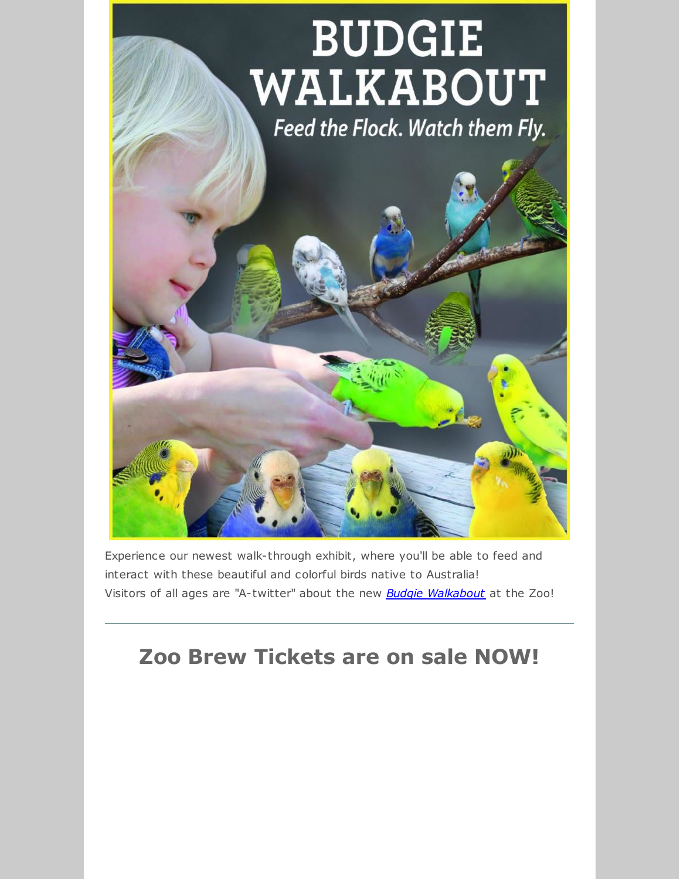# BUDGIE WALKABOUT

*Feed the Flock. Watch them Fly.*

Experience our newest walk-through exhibit, where you'll be able to feed and interact with these beautiful and colorful birds native to Australia! Visitors of all ages are "A-twitter" about the new *Budgie Walkabout* at the Zoo!

---

## Zoo Brew Tickets are on sale NOW!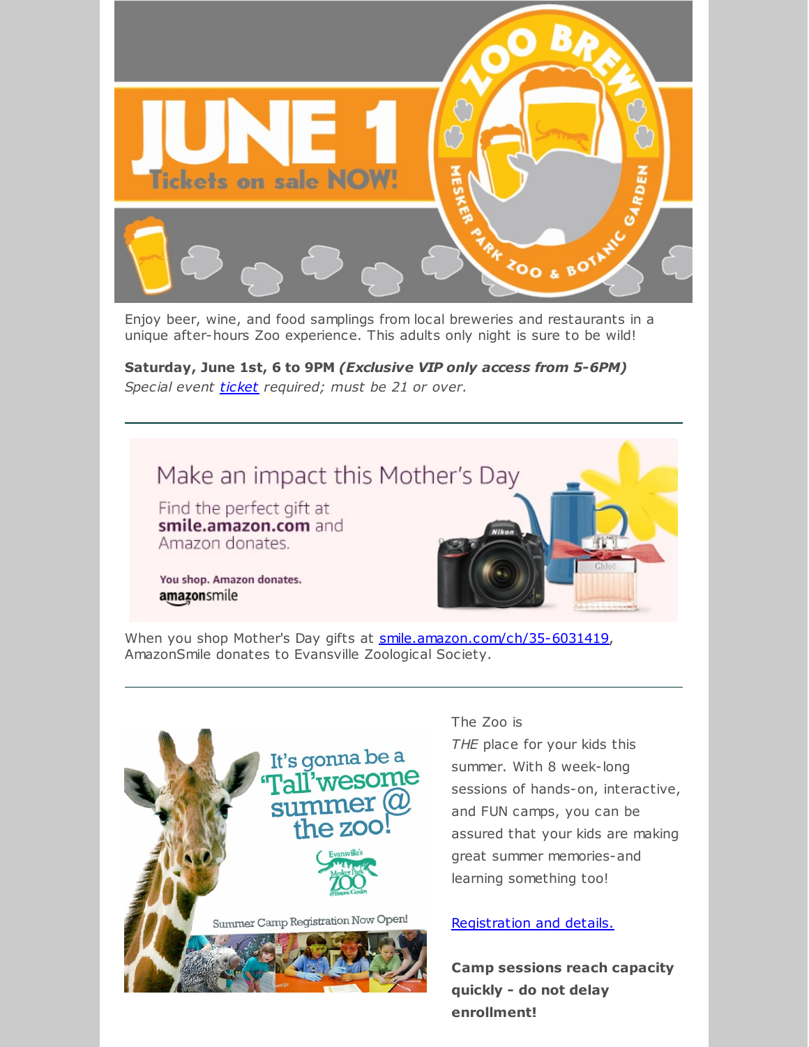# JUNE 1

Tickets on sale NOW!

ZOO BREW

MESKER PARK ZOO & BOTANIC GARDEN

Enjoy beer, wine, and food samplings from local breweries and restaurants in a unique after-hours Zoo experience. This adults only night is sure to be wild!

**Saturday, June 1st, 6 to 9PM *(Exclusive VIP only access from 5-6PM)***
*Special event ticket required; must be 21 or over.*

---

## Make an impact this Mother's Day

Find the perfect gift at **smile.amazon.com** and Amazon donates.

**You shop. Amazon donates.**
amazonsmile

When you shop Mother's Day gifts at smile.amazon.com/ch/35-6031419, AmazonSmile donates to Evansville Zoological Society.

---

It's gonna be a 'Tall'wesome summer @ the zoo!

Evansville's Mesker Park Zoo & Botanic Garden

Summer Camp Registration Now Open!

The Zoo is *THE* place for your kids this summer. With 8 week-long sessions of hands-on, interactive, and FUN camps, you can be assured that your kids are making great summer memories-and learning something too!

Registration and details.

**Camp sessions reach capacity quickly - do not delay enrollment!**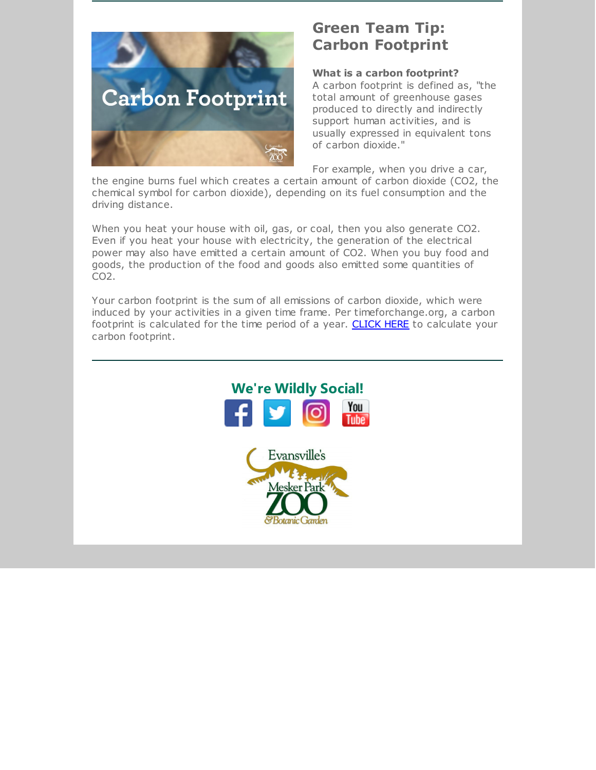## Green Team Tip: Carbon Footprint

**What is a carbon footprint?**
A carbon footprint is defined as, "the total amount of greenhouse gases produced to directly and indirectly support human activities, and is usually expressed in equivalent tons of carbon dioxide."

For example, when you drive a car, the engine burns fuel which creates a certain amount of carbon dioxide ($CO_2$, the chemical symbol for carbon dioxide), depending on its fuel consumption and the driving distance.

When you heat your house with oil, gas, or coal, then you also generate $CO_2$. Even if you heat your house with electricity, the generation of the electrical power may also have emitted a certain amount of $CO_2$. When you buy food and goods, the production of the food and goods also emitted some quantities of $CO_2$.

Your carbon footprint is the sum of all emissions of carbon dioxide, which were induced by your activities in a given time frame. Per timeforchange.org, a carbon footprint is calculated for the time period of a year. CLICK HERE to calculate your carbon footprint.

---

**We're Wildly Social!**

Evansville's Mesker Park Zoo & Botanic Garden